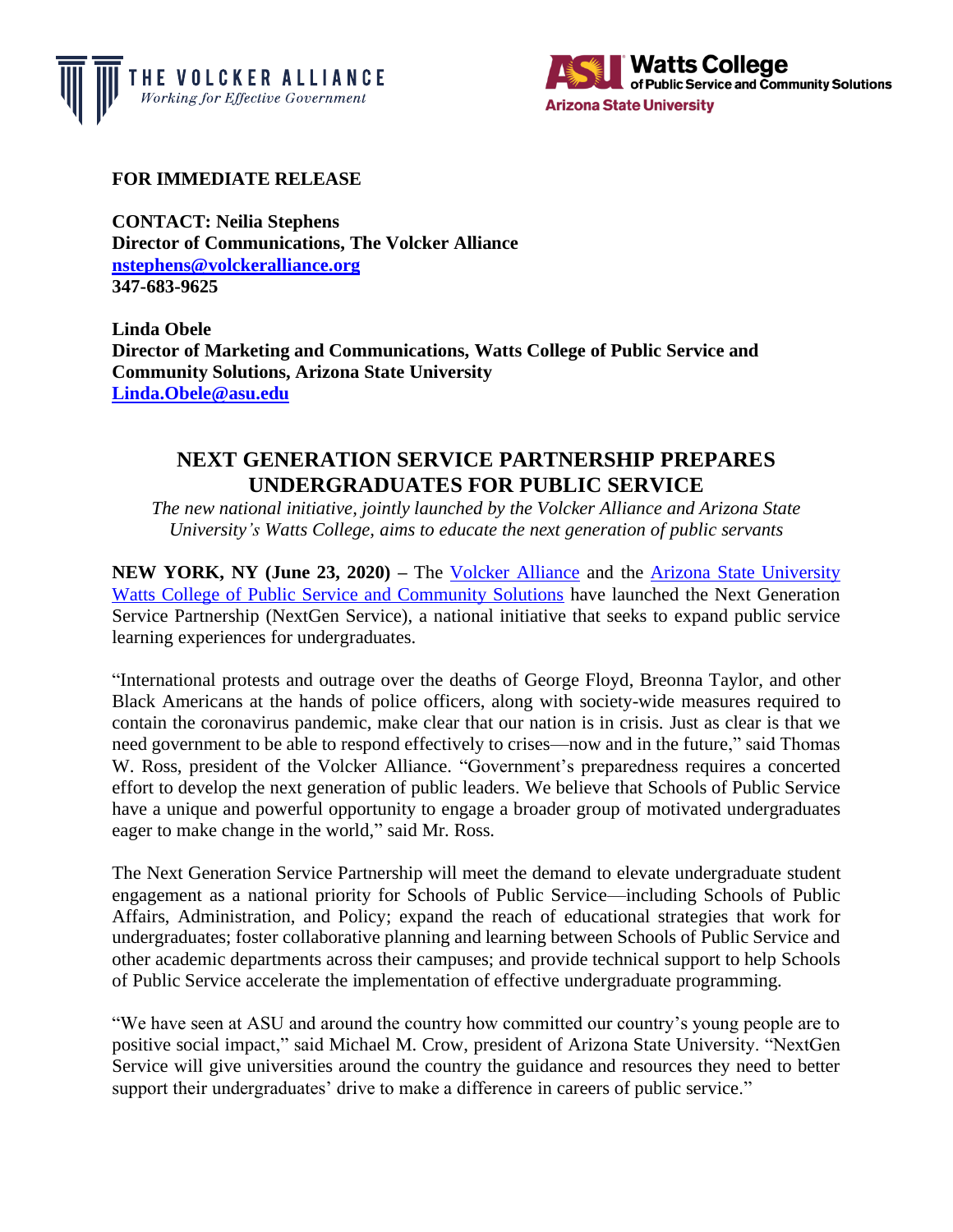**FOR IMMEDIATE RELEASE**

**CONTACT: Neilia Stephens**
**Director of Communications, The Volcker Alliance**
**[nstephens@volckeralliance.org](mailto:nstephens@volckeralliance.org)**
**347-683-9625**

**Linda Obele**
**Director of Marketing and Communications, Watts College of Public Service and Community Solutions, Arizona State University**
**[Linda.Obele@asu.edu](mailto:Linda.Obele@asu.edu)**

## NEXT GENERATION SERVICE PARTNERSHIP PREPARES UNDERGRADUATES FOR PUBLIC SERVICE

*The new national initiative, jointly launched by the Volcker Alliance and Arizona State University's Watts College, aims to educate the next generation of public servants*

**NEW YORK, NY (June 23, 2020) –** The Volcker Alliance and the Arizona State University Watts College of Public Service and Community Solutions have launched the Next Generation Service Partnership (NextGen Service), a national initiative that seeks to expand public service learning experiences for undergraduates.

"International protests and outrage over the deaths of George Floyd, Breonna Taylor, and other Black Americans at the hands of police officers, along with society-wide measures required to contain the coronavirus pandemic, make clear that our nation is in crisis. Just as clear is that we need government to be able to respond effectively to crises—now and in the future," said Thomas W. Ross, president of the Volcker Alliance. "Government's preparedness requires a concerted effort to develop the next generation of public leaders. We believe that Schools of Public Service have a unique and powerful opportunity to engage a broader group of motivated undergraduates eager to make change in the world," said Mr. Ross.

The Next Generation Service Partnership will meet the demand to elevate undergraduate student engagement as a national priority for Schools of Public Service—including Schools of Public Affairs, Administration, and Policy; expand the reach of educational strategies that work for undergraduates; foster collaborative planning and learning between Schools of Public Service and other academic departments across their campuses; and provide technical support to help Schools of Public Service accelerate the implementation of effective undergraduate programming.

"We have seen at ASU and around the country how committed our country's young people are to positive social impact," said Michael M. Crow, president of Arizona State University. "NextGen Service will give universities around the country the guidance and resources they need to better support their undergraduates' drive to make a difference in careers of public service."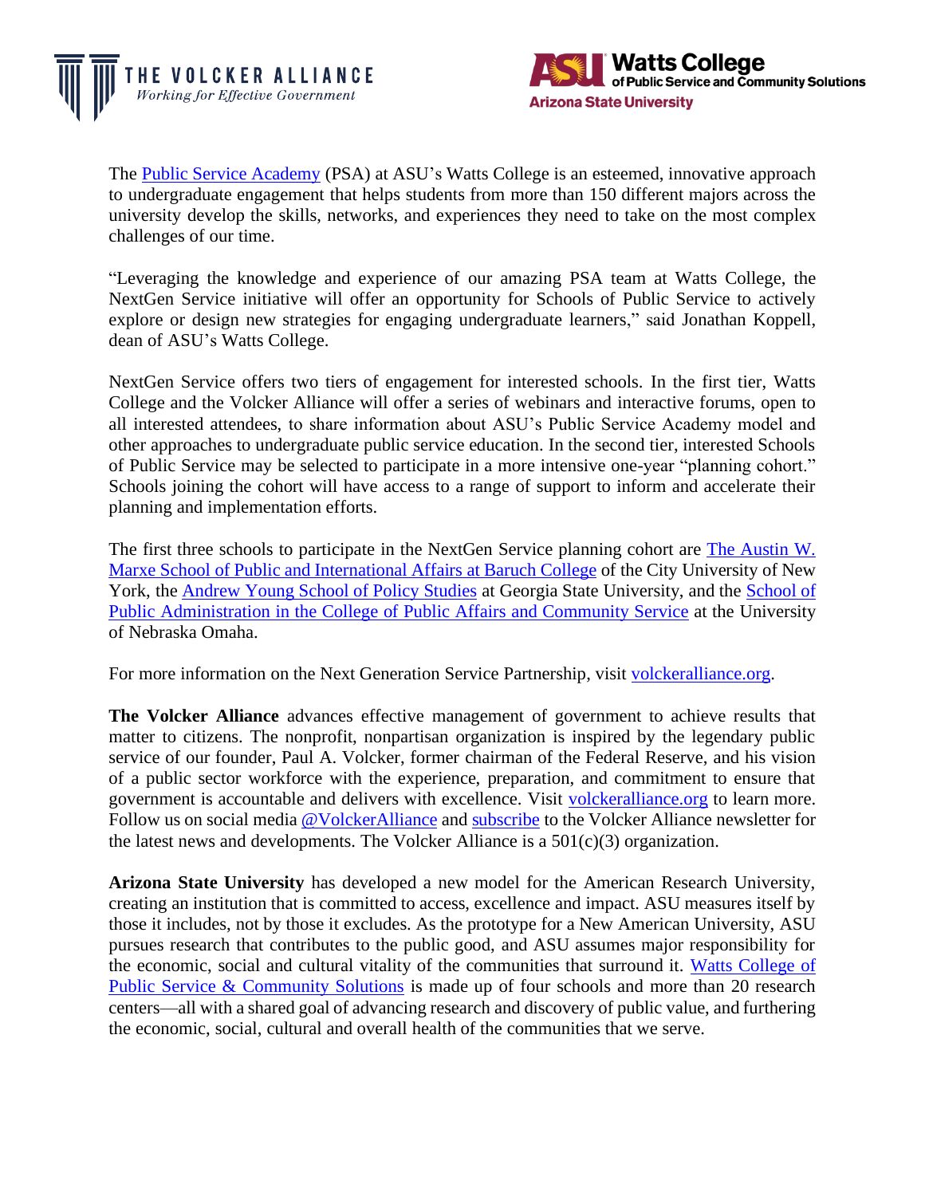The [Public Service Academy](#) (PSA) at ASU's Watts College is an esteemed, innovative approach to undergraduate engagement that helps students from more than 150 different majors across the university develop the skills, networks, and experiences they need to take on the most complex challenges of our time.

"Leveraging the knowledge and experience of our amazing PSA team at Watts College, the NextGen Service initiative will offer an opportunity for Schools of Public Service to actively explore or design new strategies for engaging undergraduate learners," said Jonathan Koppell, dean of ASU's Watts College.

NextGen Service offers two tiers of engagement for interested schools. In the first tier, Watts College and the Volcker Alliance will offer a series of webinars and interactive forums, open to all interested attendees, to share information about ASU's Public Service Academy model and other approaches to undergraduate public service education. In the second tier, interested Schools of Public Service may be selected to participate in a more intensive one-year "planning cohort." Schools joining the cohort will have access to a range of support to inform and accelerate their planning and implementation efforts.

The first three schools to participate in the NextGen Service planning cohort are The Austin W. Marxe School of Public and International Affairs at Baruch College of the City University of New York, the Andrew Young School of Policy Studies at Georgia State University, and the School of Public Administration in the College of Public Affairs and Community Service at the University of Nebraska Omaha.

For more information on the Next Generation Service Partnership, visit volckeralliance.org.

**The Volcker Alliance** advances effective management of government to achieve results that matter to citizens. The nonprofit, nonpartisan organization is inspired by the legendary public service of our founder, Paul A. Volcker, former chairman of the Federal Reserve, and his vision of a public sector workforce with the experience, preparation, and commitment to ensure that government is accountable and delivers with excellence. Visit volckeralliance.org to learn more. Follow us on social media @VolckerAlliance and subscribe to the Volcker Alliance newsletter for the latest news and developments. The Volcker Alliance is a 501(c)(3) organization.

**Arizona State University** has developed a new model for the American Research University, creating an institution that is committed to access, excellence and impact. ASU measures itself by those it includes, not by those it excludes. As the prototype for a New American University, ASU pursues research that contributes to the public good, and ASU assumes major responsibility for the economic, social and cultural vitality of the communities that surround it. Watts College of Public Service & Community Solutions is made up of four schools and more than 20 research centers—all with a shared goal of advancing research and discovery of public value, and furthering the economic, social, cultural and overall health of the communities that we serve.